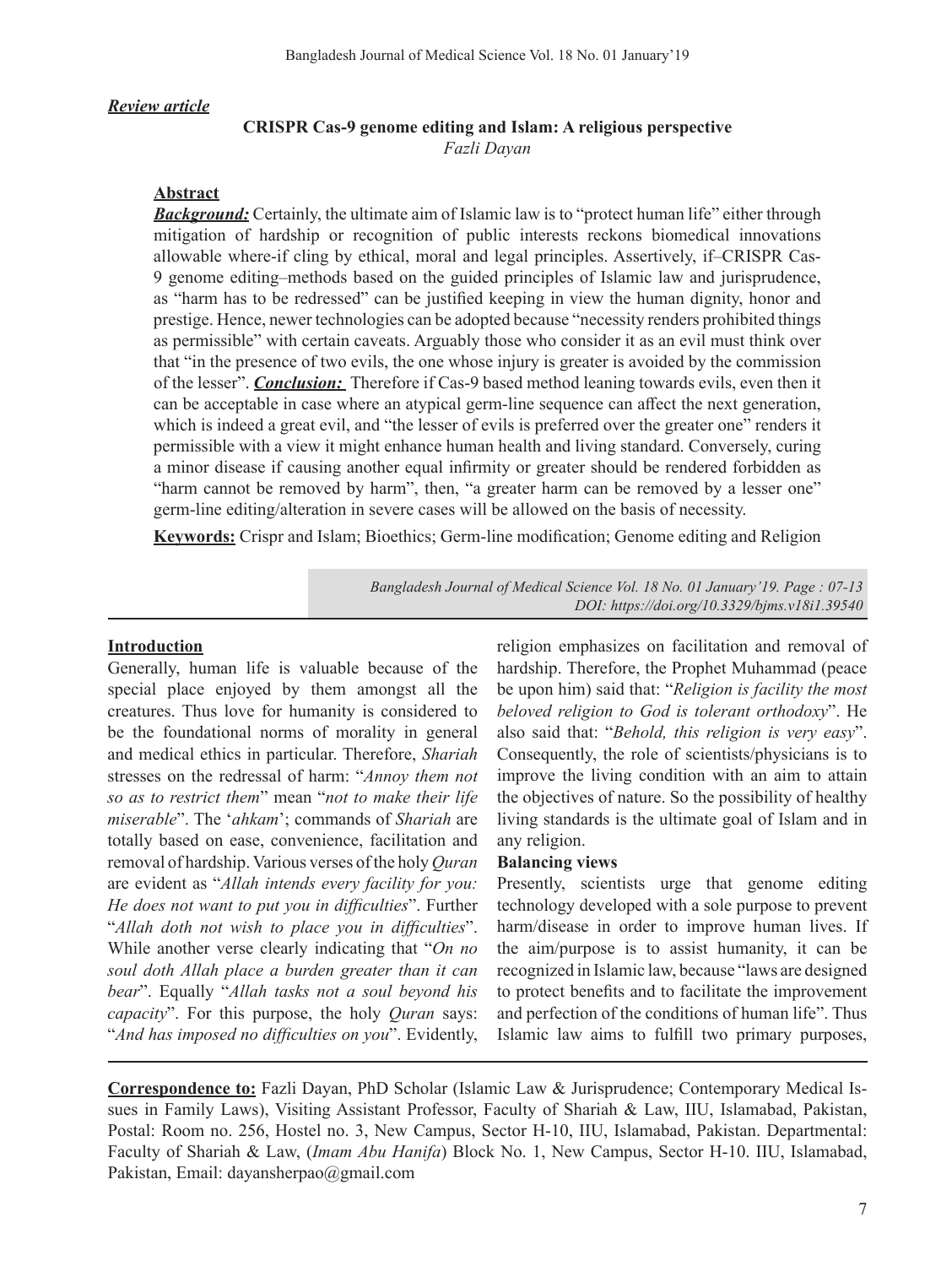***Review article***

# CRISPR Cas-9 genome editing and Islam: A religious perspective

*Fazli Dayan*

## Abstract

***Background:*** Certainly, the ultimate aim of Islamic law is to "protect human life" either through mitigation of hardship or recognition of public interests reckons biomedical innovations allowable where-if cling by ethical, moral and legal principles. Assertively, if–CRISPR Cas-9 genome editing–methods based on the guided principles of Islamic law and jurisprudence, as "harm has to be redressed" can be justified keeping in view the human dignity, honor and prestige. Hence, newer technologies can be adopted because "necessity renders prohibited things as permissible" with certain caveats. Arguably those who consider it as an evil must think over that "in the presence of two evils, the one whose injury is greater is avoided by the commission of the lesser". ***Conclusion:*** Therefore if Cas-9 based method leaning towards evils, even then it can be acceptable in case where an atypical germ-line sequence can affect the next generation, which is indeed a great evil, and "the lesser of evils is preferred over the greater one" renders it permissible with a view it might enhance human health and living standard. Conversely, curing a minor disease if causing another equal infirmity or greater should be rendered forbidden as "harm cannot be removed by harm", then, "a greater harm can be removed by a lesser one" germ-line editing/alteration in severe cases will be allowed on the basis of necessity.

**Keywords:** Crispr and Islam; Bioethics; Germ-line modification; Genome editing and Religion

*Bangladesh Journal of Medical Science Vol. 18 No. 01 January'19. Page : 07-13*
*DOI: https://doi.org/10.3329/bjms.v18i1.39540*

## Introduction

Generally, human life is valuable because of the special place enjoyed by them amongst all the creatures. Thus love for humanity is considered to be the foundational norms of morality in general and medical ethics in particular. Therefore, *Shariah* stresses on the redressal of harm: "*Annoy them not so as to restrict them*" mean "*not to make their life miserable*". The '*ahkam*'; commands of *Shariah* are totally based on ease, convenience, facilitation and removal of hardship. Various verses of the holy *Quran* are evident as "*Allah intends every facility for you: He does not want to put you in difficulties*". Further "*Allah doth not wish to place you in difficulties*". While another verse clearly indicating that "*On no soul doth Allah place a burden greater than it can bear*". Equally "*Allah tasks not a soul beyond his capacity*". For this purpose, the holy *Quran* says: "*And has imposed no difficulties on you*". Evidently, religion emphasizes on facilitation and removal of hardship. Therefore, the Prophet Muhammad (peace be upon him) said that: "*Religion is facility the most beloved religion to God is tolerant orthodoxy*". He also said that: "*Behold, this religion is very easy*". Consequently, the role of scientists/physicians is to improve the living condition with an aim to attain the objectives of nature. So the possibility of healthy living standards is the ultimate goal of Islam and in any religion.

### Balancing views

Presently, scientists urge that genome editing technology developed with a sole purpose to prevent harm/disease in order to improve human lives. If the aim/purpose is to assist humanity, it can be recognized in Islamic law, because "laws are designed to protect benefits and to facilitate the improvement and perfection of the conditions of human life". Thus Islamic law aims to fulfill two primary purposes,

**Correspondence to:** Fazli Dayan, PhD Scholar (Islamic Law & Jurisprudence; Contemporary Medical Issues in Family Laws), Visiting Assistant Professor, Faculty of Shariah & Law, IIU, Islamabad, Pakistan, Postal: Room no. 256, Hostel no. 3, New Campus, Sector H-10, IIU, Islamabad, Pakistan. Departmental: Faculty of Shariah & Law, (*Imam Abu Hanifa*) Block No. 1, New Campus, Sector H-10. IIU, Islamabad, Pakistan, Email: dayansherpao@gmail.com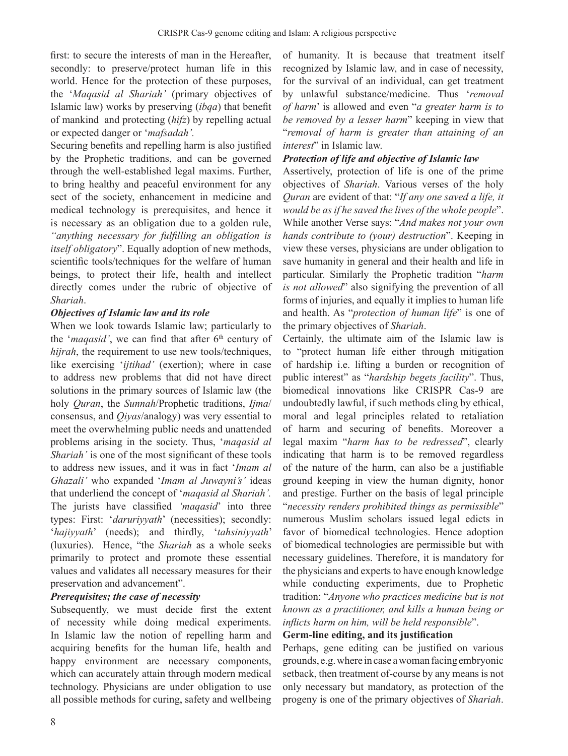first: to secure the interests of man in the Hereafter, secondly: to preserve/protect human life in this world. Hence for the protection of these purposes, the '*Maqasid al Shariah'* (primary objectives of Islamic law) works by preserving (*ibqa*) that benefit of mankind and protecting (*hifz*) by repelling actual or expected danger or '*mafsadah'.*

Securing benefits and repelling harm is also justified by the Prophetic traditions, and can be governed through the well-established legal maxims. Further, to bring healthy and peaceful environment for any sect of the society, enhancement in medicine and medical technology is prerequisites, and hence it is necessary as an obligation due to a golden rule, *"anything necessary for fulfilling an obligation is itself obligatory*". Equally adoption of new methods, scientific tools/techniques for the welfare of human beings, to protect their life, health and intellect directly comes under the rubric of objective of *Shariah*.

### *Objectives of Islamic law and its role*

When we look towards Islamic law; particularly to the '*maqasid'*, we can find that after 6th century of *hijrah*, the requirement to use new tools/techniques, like exercising '*ijtihad'* (exertion); where in case to address new problems that did not have direct solutions in the primary sources of Islamic law (the holy *Quran*, the *Sunnah*/Prophetic traditions, *Ijma*/ consensus, and *Qiyas*/analogy) was very essential to meet the overwhelming public needs and unattended problems arising in the society. Thus, '*maqasid al Shariah'* is one of the most significant of these tools to address new issues, and it was in fact '*Imam al Ghazali'* who expanded '*Imam al Juwayni's'* ideas that underliend the concept of '*maqasid al Shariah'.* The jurists have classified *'maqasid*' into three types: First: '*daruriyyath*' (necessities); secondly: '*hajiyyath*' (needs); and thirdly, '*tahsiniyyath*' (luxuries). Hence, "the *Shariah* as a whole seeks primarily to protect and promote these essential values and validates all necessary measures for their preservation and advancement".

### *Prerequisites; the case of necessity*

Subsequently, we must decide first the extent of necessity while doing medical experiments. In Islamic law the notion of repelling harm and acquiring benefits for the human life, health and happy environment are necessary components, which can accurately attain through modern medical technology. Physicians are under obligation to use all possible methods for curing, safety and wellbeing of humanity. It is because that treatment itself recognized by Islamic law, and in case of necessity, for the survival of an individual, can get treatment by unlawful substance/medicine. Thus '*removal of harm*' is allowed and even "*a greater harm is to be removed by a lesser harm*" keeping in view that "*removal of harm is greater than attaining of an interest*" in Islamic law.

### *Protection of life and objective of Islamic law*

Assertively, protection of life is one of the prime objectives of *Shariah*. Various verses of the holy *Quran* are evident of that: "*If any one saved a life, it would be as if he saved the lives of the whole people*". While another Verse says: "*And makes not your own hands contribute to (your) destruction*". Keeping in view these verses, physicians are under obligation to save humanity in general and their health and life in particular. Similarly the Prophetic tradition "*harm is not allowed*" also signifying the prevention of all forms of injuries, and equally it implies to human life and health. As "*protection of human life*" is one of the primary objectives of *Shariah*.

Certainly, the ultimate aim of the Islamic law is to "protect human life either through mitigation of hardship i.e. lifting a burden or recognition of public interest" as "*hardship begets facility*". Thus, biomedical innovations like CRISPR Cas-9 are undoubtedly lawful, if such methods cling by ethical, moral and legal principles related to retaliation of harm and securing of benefits. Moreover a legal maxim "*harm has to be redressed*", clearly indicating that harm is to be removed regardless of the nature of the harm, can also be a justifiable ground keeping in view the human dignity, honor and prestige. Further on the basis of legal principle "*necessity renders prohibited things as permissible*" numerous Muslim scholars issued legal edicts in favor of biomedical technologies. Hence adoption of biomedical technologies are permissible but with necessary guidelines. Therefore, it is mandatory for the physicians and experts to have enough knowledge while conducting experiments, due to Prophetic tradition: "*Anyone who practices medicine but is not known as a practitioner, and kills a human being or inflicts harm on him, will be held responsible*".

### **Germ-line editing, and its justification**

Perhaps, gene editing can be justified on various grounds, e.g. where in case a woman facing embryonic setback, then treatment of-course by any means is not only necessary but mandatory, as protection of the progeny is one of the primary objectives of *Shariah*.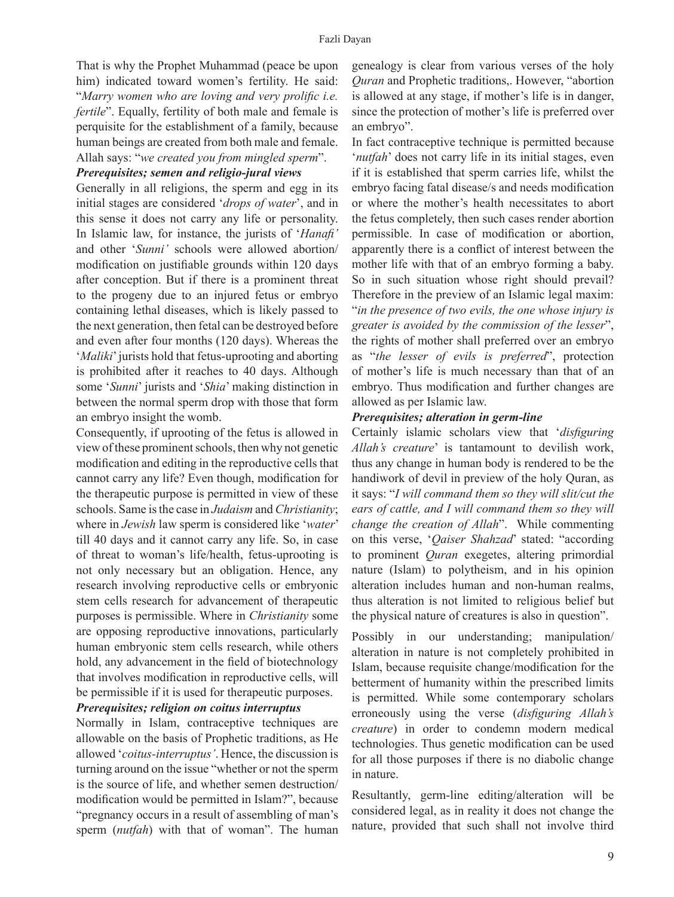That is why the Prophet Muhammad (peace be upon him) indicated toward women's fertility. He said: "*Marry women who are loving and very prolific i.e. fertile*". Equally, fertility of both male and female is perquisite for the establishment of a family, because human beings are created from both male and female. Allah says: "*we created you from mingled sperm*".

***Prerequisites; semen and religio-jural views***

Generally in all religions, the sperm and egg in its initial stages are considered '*drops of water*', and in this sense it does not carry any life or personality. In Islamic law, for instance, the jurists of '*Hanafi'* and other '*Sunni'* schools were allowed abortion/ modification on justifiable grounds within 120 days after conception. But if there is a prominent threat to the progeny due to an injured fetus or embryo containing lethal diseases, which is likely passed to the next generation, then fetal can be destroyed before and even after four months (120 days). Whereas the '*Maliki*' jurists hold that fetus-uprooting and aborting is prohibited after it reaches to 40 days. Although some '*Sunni*' jurists and '*Shia*' making distinction in between the normal sperm drop with those that form an embryo insight the womb.

Consequently, if uprooting of the fetus is allowed in view of these prominent schools, then why not genetic modification and editing in the reproductive cells that cannot carry any life? Even though, modification for the therapeutic purpose is permitted in view of these schools. Same is the case in *Judaism* and *Christianity*; where in *Jewish* law sperm is considered like '*water*' till 40 days and it cannot carry any life. So, in case of threat to woman's life/health, fetus-uprooting is not only necessary but an obligation. Hence, any research involving reproductive cells or embryonic stem cells research for advancement of therapeutic purposes is permissible. Where in *Christianity* some are opposing reproductive innovations, particularly human embryonic stem cells research, while others hold, any advancement in the field of biotechnology that involves modification in reproductive cells, will be permissible if it is used for therapeutic purposes.

***Prerequisites; religion on coitus interruptus***

Normally in Islam, contraceptive techniques are allowable on the basis of Prophetic traditions, as He allowed '*coitus-interruptus'*. Hence, the discussion is turning around on the issue "whether or not the sperm is the source of life, and whether semen destruction/ modification would be permitted in Islam?", because "pregnancy occurs in a result of assembling of man's sperm (*nutfah*) with that of woman". The human genealogy is clear from various verses of the holy *Quran* and Prophetic traditions,. However, "abortion is allowed at any stage, if mother's life is in danger, since the protection of mother's life is preferred over an embryo".

In fact contraceptive technique is permitted because '*nutfah*' does not carry life in its initial stages, even if it is established that sperm carries life, whilst the embryo facing fatal disease/s and needs modification or where the mother's health necessitates to abort the fetus completely, then such cases render abortion permissible. In case of modification or abortion, apparently there is a conflict of interest between the mother life with that of an embryo forming a baby. So in such situation whose right should prevail? Therefore in the preview of an Islamic legal maxim: "*in the presence of two evils, the one whose injury is greater is avoided by the commission of the lesser*", the rights of mother shall preferred over an embryo as "*the lesser of evils is preferred*", protection of mother's life is much necessary than that of an embryo. Thus modification and further changes are allowed as per Islamic law.

***Prerequisites; alteration in germ-line***

Certainly islamic scholars view that '*disfiguring Allah's creature*' is tantamount to devilish work, thus any change in human body is rendered to be the handiwork of devil in preview of the holy Quran, as it says: "*I will command them so they will slit/cut the ears of cattle, and I will command them so they will change the creation of Allah*". While commenting on this verse, '*Qaiser Shahzad*' stated: "according to prominent *Quran* exegetes, altering primordial nature (Islam) to polytheism, and in his opinion alteration includes human and non-human realms, thus alteration is not limited to religious belief but the physical nature of creatures is also in question".

Possibly in our understanding; manipulation/ alteration in nature is not completely prohibited in Islam, because requisite change/modification for the betterment of humanity within the prescribed limits is permitted. While some contemporary scholars erroneously using the verse (*disfiguring Allah's creature*) in order to condemn modern medical technologies. Thus genetic modification can be used for all those purposes if there is no diabolic change in nature.

Resultantly, germ-line editing/alteration will be considered legal, as in reality it does not change the nature, provided that such shall not involve third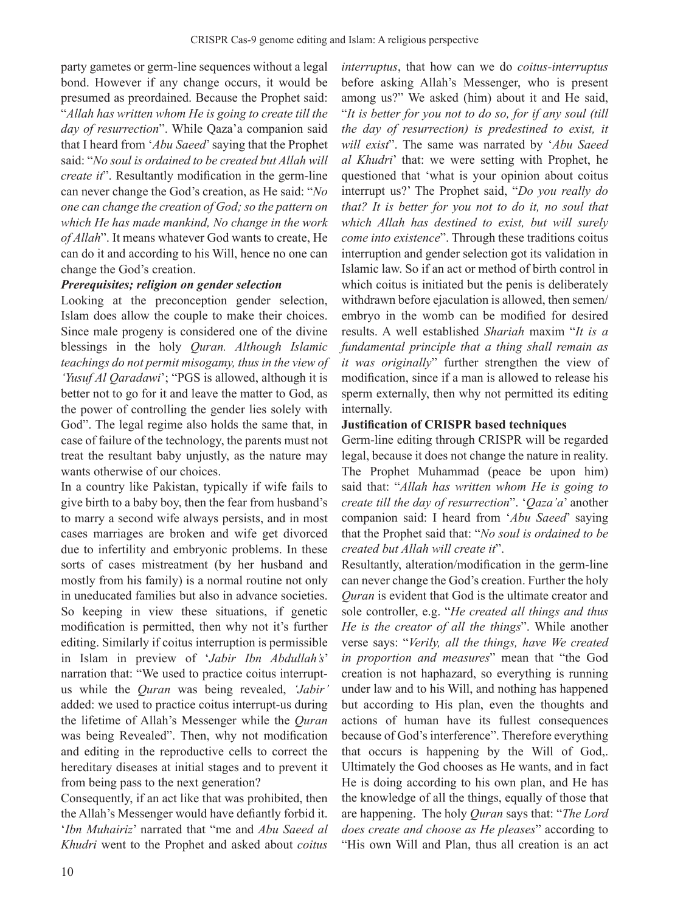party gametes or germ-line sequences without a legal bond. However if any change occurs, it would be presumed as preordained. Because the Prophet said: "*Allah has written whom He is going to create till the day of resurrection*". While Qaza'a companion said that I heard from '*Abu Saeed*' saying that the Prophet said: "*No soul is ordained to be created but Allah will create it*". Resultantly modification in the germ-line can never change the God's creation, as He said: "*No one can change the creation of God; so the pattern on which He has made mankind, No change in the work of Allah*". It means whatever God wants to create, He can do it and according to his Will, hence no one can change the God's creation.

***Prerequisites; religion on gender selection***

Looking at the preconception gender selection, Islam does allow the couple to make their choices. Since male progeny is considered one of the divine blessings in the holy *Quran. Although Islamic teachings do not permit misogamy, thus in the view of 'Yusuf Al Qaradawi*'; "PGS is allowed, although it is better not to go for it and leave the matter to God, as the power of controlling the gender lies solely with God". The legal regime also holds the same that, in case of failure of the technology, the parents must not treat the resultant baby unjustly, as the nature may wants otherwise of our choices.

In a country like Pakistan, typically if wife fails to give birth to a baby boy, then the fear from husband's to marry a second wife always persists, and in most cases marriages are broken and wife get divorced due to infertility and embryonic problems. In these sorts of cases mistreatment (by her husband and mostly from his family) is a normal routine not only in uneducated families but also in advance societies. So keeping in view these situations, if genetic modification is permitted, then why not it's further editing. Similarly if coitus interruption is permissible in Islam in preview of '*Jabir Ibn Abdullah's*' narration that: "We used to practice coitus interrupt-us while the *Quran* was being revealed, *'Jabir'* added: we used to practice coitus interrupt-us during the lifetime of Allah's Messenger while the *Quran* was being Revealed". Then, why not modification and editing in the reproductive cells to correct the hereditary diseases at initial stages and to prevent it from being pass to the next generation?

Consequently, if an act like that was prohibited, then the Allah's Messenger would have defiantly forbid it. '*Ibn Muhairiz*' narrated that "me and *Abu Saeed al Khudri* went to the Prophet and asked about *coitus interruptus*, that how can we do *coitus-interruptus* before asking Allah's Messenger, who is present among us?" We asked (him) about it and He said, "*It is better for you not to do so, for if any soul (till the day of resurrection) is predestined to exist, it will exist*". The same was narrated by '*Abu Saeed al Khudri*' that: we were setting with Prophet, he questioned that 'what is your opinion about coitus interrupt us?' The Prophet said, "*Do you really do that? It is better for you not to do it, no soul that which Allah has destined to exist, but will surely come into existence*". Through these traditions coitus interruption and gender selection got its validation in Islamic law. So if an act or method of birth control in which coitus is initiated but the penis is deliberately withdrawn before ejaculation is allowed, then semen/embryo in the womb can be modified for desired results. A well established *Shariah* maxim "*It is a fundamental principle that a thing shall remain as it was originally*" further strengthen the view of modification, since if a man is allowed to release his sperm externally, then why not permitted its editing internally.

**Justification of CRISPR based techniques**

Germ-line editing through CRISPR will be regarded legal, because it does not change the nature in reality. The Prophet Muhammad (peace be upon him) said that: "*Allah has written whom He is going to create till the day of resurrection*". '*Qaza'a*' another companion said: I heard from '*Abu Saeed*' saying that the Prophet said that: "*No soul is ordained to be created but Allah will create it*".

Resultantly, alteration/modification in the germ-line can never change the God's creation. Further the holy *Quran* is evident that God is the ultimate creator and sole controller, e.g. "*He created all things and thus He is the creator of all the things*". While another verse says: "*Verily, all the things, have We created in proportion and measures*" mean that "the God creation is not haphazard, so everything is running under law and to his Will, and nothing has happened but according to His plan, even the thoughts and actions of human have its fullest consequences because of God's interference". Therefore everything that occurs is happening by the Will of God,. Ultimately the God chooses as He wants, and in fact He is doing according to his own plan, and He has the knowledge of all the things, equally of those that are happening. The holy *Quran* says that: "*The Lord does create and choose as He pleases*" according to "His own Will and Plan, thus all creation is an act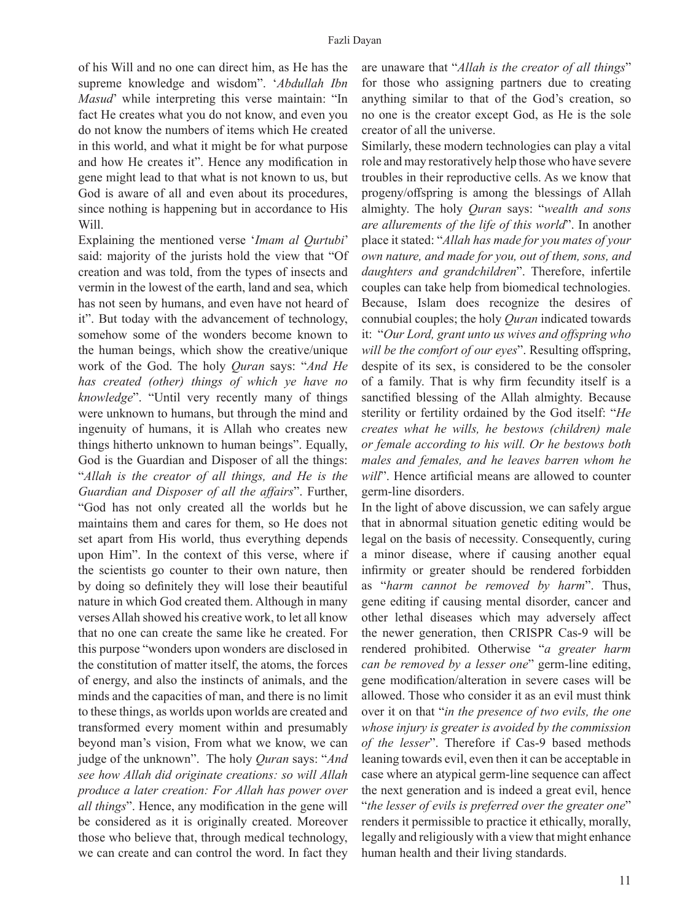of his Will and no one can direct him, as He has the supreme knowledge and wisdom". '*Abdullah Ibn Masud*' while interpreting this verse maintain: "In fact He creates what you do not know, and even you do not know the numbers of items which He created in this world, and what it might be for what purpose and how He creates it". Hence any modification in gene might lead to that what is not known to us, but God is aware of all and even about its procedures, since nothing is happening but in accordance to His Will.

Explaining the mentioned verse '*Imam al Qurtubi*' said: majority of the jurists hold the view that "Of creation and was told, from the types of insects and vermin in the lowest of the earth, land and sea, which has not seen by humans, and even have not heard of it". But today with the advancement of technology, somehow some of the wonders become known to the human beings, which show the creative/unique work of the God. The holy *Quran* says: "*And He has created (other) things of which ye have no knowledge*". "Until very recently many of things were unknown to humans, but through the mind and ingenuity of humans, it is Allah who creates new things hitherto unknown to human beings". Equally, God is the Guardian and Disposer of all the things: "*Allah is the creator of all things, and He is the Guardian and Disposer of all the affairs*". Further, "God has not only created all the worlds but he maintains them and cares for them, so He does not set apart from His world, thus everything depends upon Him". In the context of this verse, where if the scientists go counter to their own nature, then by doing so definitely they will lose their beautiful nature in which God created them. Although in many verses Allah showed his creative work, to let all know that no one can create the same like he created. For this purpose "wonders upon wonders are disclosed in the constitution of matter itself, the atoms, the forces of energy, and also the instincts of animals, and the minds and the capacities of man, and there is no limit to these things, as worlds upon worlds are created and transformed every moment within and presumably beyond man's vision, From what we know, we can judge of the unknown". The holy *Quran* says: "*And see how Allah did originate creations: so will Allah produce a later creation: For Allah has power over all things*". Hence, any modification in the gene will be considered as it is originally created. Moreover those who believe that, through medical technology, we can create and can control the word. In fact they are unaware that "*Allah is the creator of all things*" for those who assigning partners due to creating anything similar to that of the God's creation, so no one is the creator except God, as He is the sole creator of all the universe.

Similarly, these modern technologies can play a vital role and may restoratively help those who have severe troubles in their reproductive cells. As we know that progeny/offspring is among the blessings of Allah almighty. The holy *Quran* says: "*wealth and sons are allurements of the life of this world*". In another place it stated: "*Allah has made for you mates of your own nature, and made for you, out of them, sons, and daughters and grandchildren*". Therefore, infertile couples can take help from biomedical technologies. Because, Islam does recognize the desires of connubial couples; the holy *Quran* indicated towards it: "*Our Lord, grant unto us wives and offspring who will be the comfort of our eyes*". Resulting offspring, despite of its sex, is considered to be the consoler of a family. That is why firm fecundity itself is a sanctified blessing of the Allah almighty. Because sterility or fertility ordained by the God itself: "*He creates what he wills, he bestows (children) male or female according to his will. Or he bestows both males and females, and he leaves barren whom he will*". Hence artificial means are allowed to counter germ-line disorders.

In the light of above discussion, we can safely argue that in abnormal situation genetic editing would be legal on the basis of necessity. Consequently, curing a minor disease, where if causing another equal infirmity or greater should be rendered forbidden as "*harm cannot be removed by harm*". Thus, gene editing if causing mental disorder, cancer and other lethal diseases which may adversely affect the newer generation, then CRISPR Cas-9 will be rendered prohibited. Otherwise "*a greater harm can be removed by a lesser one*" germ-line editing, gene modification/alteration in severe cases will be allowed. Those who consider it as an evil must think over it on that "*in the presence of two evils, the one whose injury is greater is avoided by the commission of the lesser*". Therefore if Cas-9 based methods leaning towards evil, even then it can be acceptable in case where an atypical germ-line sequence can affect the next generation and is indeed a great evil, hence "*the lesser of evils is preferred over the greater one*" renders it permissible to practice it ethically, morally, legally and religiously with a view that might enhance human health and their living standards.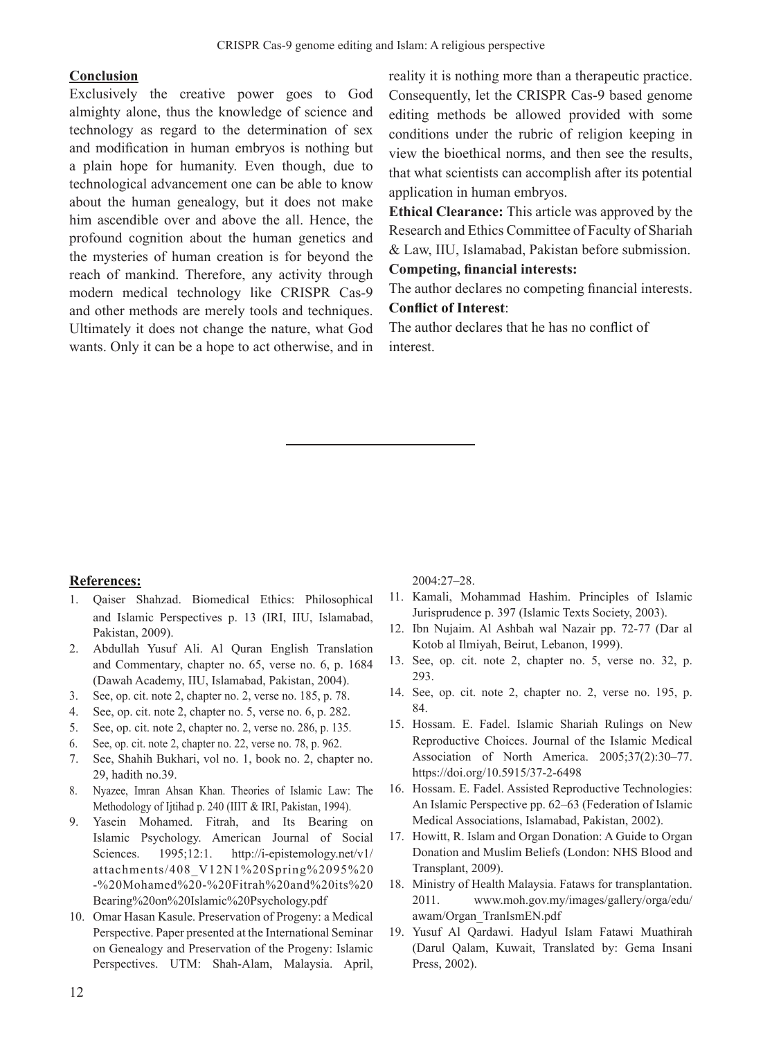## Conclusion

Exclusively the creative power goes to God almighty alone, thus the knowledge of science and technology as regard to the determination of sex and modification in human embryos is nothing but a plain hope for humanity. Even though, due to technological advancement one can be able to know about the human genealogy, but it does not make him ascendible over and above the all. Hence, the profound cognition about the human genetics and the mysteries of human creation is for beyond the reach of mankind. Therefore, any activity through modern medical technology like CRISPR Cas-9 and other methods are merely tools and techniques. Ultimately it does not change the nature, what God wants. Only it can be a hope to act otherwise, and in reality it is nothing more than a therapeutic practice. Consequently, let the CRISPR Cas-9 based genome editing methods be allowed provided with some conditions under the rubric of religion keeping in view the bioethical norms, and then see the results, that what scientists can accomplish after its potential application in human embryos.

**Ethical Clearance:** This article was approved by the Research and Ethics Committee of Faculty of Shariah & Law, IIU, Islamabad, Pakistan before submission.

**Competing, financial interests:**

The author declares no competing financial interests.

**Conflict of Interest**:

The author declares that he has no conflict of interest.

## References:

1. Qaiser Shahzad. Biomedical Ethics: Philosophical and Islamic Perspectives p. 13 (IRI, IIU, Islamabad, Pakistan, 2009).
2. Abdullah Yusuf Ali. Al Quran English Translation and Commentary, chapter no. 65, verse no. 6, p. 1684 (Dawah Academy, IIU, Islamabad, Pakistan, 2004).
3. See, op. cit. note 2, chapter no. 2, verse no. 185, p. 78.
4. See, op. cit. note 2, chapter no. 5, verse no. 6, p. 282.
5. See, op. cit. note 2, chapter no. 2, verse no. 286, p. 135.
6. See, op. cit. note 2, chapter no. 22, verse no. 78, p. 962.
7. See, Shahih Bukhari, vol no. 1, book no. 2, chapter no. 29, hadith no.39.
8. Nyazee, Imran Ahsan Khan. Theories of Islamic Law: The Methodology of Ijtihad p. 240 (IIIT & IRI, Pakistan, 1994).
9. Yasein Mohamed. Fitrah, and Its Bearing on Islamic Psychology. American Journal of Social Sciences. 1995;12:1. http://i-epistemology.net/v1/attachments/408_V12N1%20Spring%2095%20-%20Mohamed%20-%20Fitrah%20and%20its%20Bearing%20on%20Islamic%20Psychology.pdf
10. Omar Hasan Kasule. Preservation of Progeny: a Medical Perspective. Paper presented at the International Seminar on Genealogy and Preservation of the Progeny: Islamic Perspectives. UTM: Shah-Alam, Malaysia. April, 2004:27–28.
11. Kamali, Mohammad Hashim. Principles of Islamic Jurisprudence p. 397 (Islamic Texts Society, 2003).
12. Ibn Nujaim. Al Ashbah wal Nazair pp. 72-77 (Dar al Kotob al Ilmiyah, Beirut, Lebanon, 1999).
13. See, op. cit. note 2, chapter no. 5, verse no. 32, p. 293.
14. See, op. cit. note 2, chapter no. 2, verse no. 195, p. 84.
15. Hossam. E. Fadel. Islamic Shariah Rulings on New Reproductive Choices. Journal of the Islamic Medical Association of North America. 2005;37(2):30–77. https://doi.org/10.5915/37-2-6498
16. Hossam. E. Fadel. Assisted Reproductive Technologies: An Islamic Perspective pp. 62–63 (Federation of Islamic Medical Associations, Islamabad, Pakistan, 2002).
17. Howitt, R. Islam and Organ Donation: A Guide to Organ Donation and Muslim Beliefs (London: NHS Blood and Transplant, 2009).
18. Ministry of Health Malaysia. Fataws for transplantation. 2011. www.moh.gov.my/images/gallery/orga/edu/awam/Organ_TranIsmEN.pdf
19. Yusuf Al Qardawi. Hadyul Islam Fatawi Muathirah (Darul Qalam, Kuwait, Translated by: Gema Insani Press, 2002).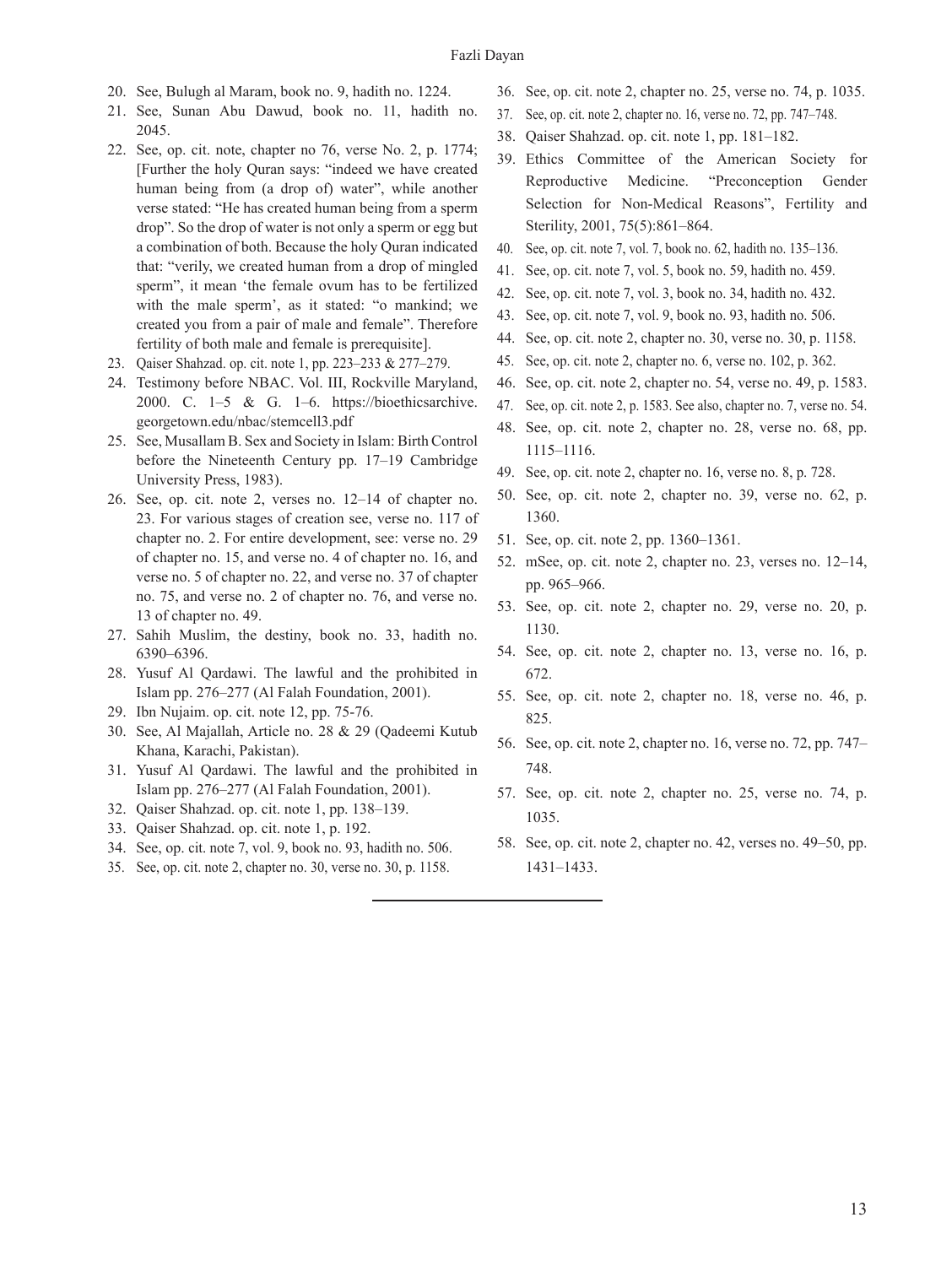20. See, Bulugh al Maram, book no. 9, hadith no. 1224.
21. See, Sunan Abu Dawud, book no. 11, hadith no. 2045.
22. See, op. cit. note, chapter no 76, verse No. 2, p. 1774; [Further the holy Quran says: "indeed we have created human being from (a drop of) water", while another verse stated: "He has created human being from a sperm drop". So the drop of water is not only a sperm or egg but a combination of both. Because the holy Quran indicated that: "verily, we created human from a drop of mingled sperm", it mean 'the female ovum has to be fertilized with the male sperm', as it stated: "o mankind; we created you from a pair of male and female". Therefore fertility of both male and female is prerequisite].
23. Qaiser Shahzad. op. cit. note 1, pp. 223–233 & 277–279.
24. Testimony before NBAC. Vol. III, Rockville Maryland, 2000. C. 1–5 & G. 1–6. https://bioethicsarchive.georgetown.edu/nbac/stemcell3.pdf
25. See, Musallam B. Sex and Society in Islam: Birth Control before the Nineteenth Century pp. 17–19 Cambridge University Press, 1983).
26. See, op. cit. note 2, verses no. 12–14 of chapter no. 23. For various stages of creation see, verse no. 117 of chapter no. 2. For entire development, see: verse no. 29 of chapter no. 15, and verse no. 4 of chapter no. 16, and verse no. 5 of chapter no. 22, and verse no. 37 of chapter no. 75, and verse no. 2 of chapter no. 76, and verse no. 13 of chapter no. 49.
27. Sahih Muslim, the destiny, book no. 33, hadith no. 6390–6396.
28. Yusuf Al Qardawi. The lawful and the prohibited in Islam pp. 276–277 (Al Falah Foundation, 2001).
29. Ibn Nujaim. op. cit. note 12, pp. 75-76.
30. See, Al Majallah, Article no. 28 & 29 (Qadeemi Kutub Khana, Karachi, Pakistan).
31. Yusuf Al Qardawi. The lawful and the prohibited in Islam pp. 276–277 (Al Falah Foundation, 2001).
32. Qaiser Shahzad. op. cit. note 1, pp. 138–139.
33. Qaiser Shahzad. op. cit. note 1, p. 192.
34. See, op. cit. note 7, vol. 9, book no. 93, hadith no. 506.
35. See, op. cit. note 2, chapter no. 30, verse no. 30, p. 1158.
36. See, op. cit. note 2, chapter no. 25, verse no. 74, p. 1035.
37. See, op. cit. note 2, chapter no. 16, verse no. 72, pp. 747–748.
38. Qaiser Shahzad. op. cit. note 1, pp. 181–182.
39. Ethics Committee of the American Society for Reproductive Medicine. "Preconception Gender Selection for Non-Medical Reasons", Fertility and Sterility, 2001, 75(5):861–864.
40. See, op. cit. note 7, vol. 7, book no. 62, hadith no. 135–136.
41. See, op. cit. note 7, vol. 5, book no. 59, hadith no. 459.
42. See, op. cit. note 7, vol. 3, book no. 34, hadith no. 432.
43. See, op. cit. note 7, vol. 9, book no. 93, hadith no. 506.
44. See, op. cit. note 2, chapter no. 30, verse no. 30, p. 1158.
45. See, op. cit. note 2, chapter no. 6, verse no. 102, p. 362.
46. See, op. cit. note 2, chapter no. 54, verse no. 49, p. 1583.
47. See, op. cit. note 2, p. 1583. See also, chapter no. 7, verse no. 54.
48. See, op. cit. note 2, chapter no. 28, verse no. 68, pp. 1115–1116.
49. See, op. cit. note 2, chapter no. 16, verse no. 8, p. 728.
50. See, op. cit. note 2, chapter no. 39, verse no. 62, p. 1360.
51. See, op. cit. note 2, pp. 1360–1361.
52. mSee, op. cit. note 2, chapter no. 23, verses no. 12–14, pp. 965–966.
53. See, op. cit. note 2, chapter no. 29, verse no. 20, p. 1130.
54. See, op. cit. note 2, chapter no. 13, verse no. 16, p. 672.
55. See, op. cit. note 2, chapter no. 18, verse no. 46, p. 825.
56. See, op. cit. note 2, chapter no. 16, verse no. 72, pp. 747–748.
57. See, op. cit. note 2, chapter no. 25, verse no. 74, p. 1035.
58. See, op. cit. note 2, chapter no. 42, verses no. 49–50, pp. 1431–1433.